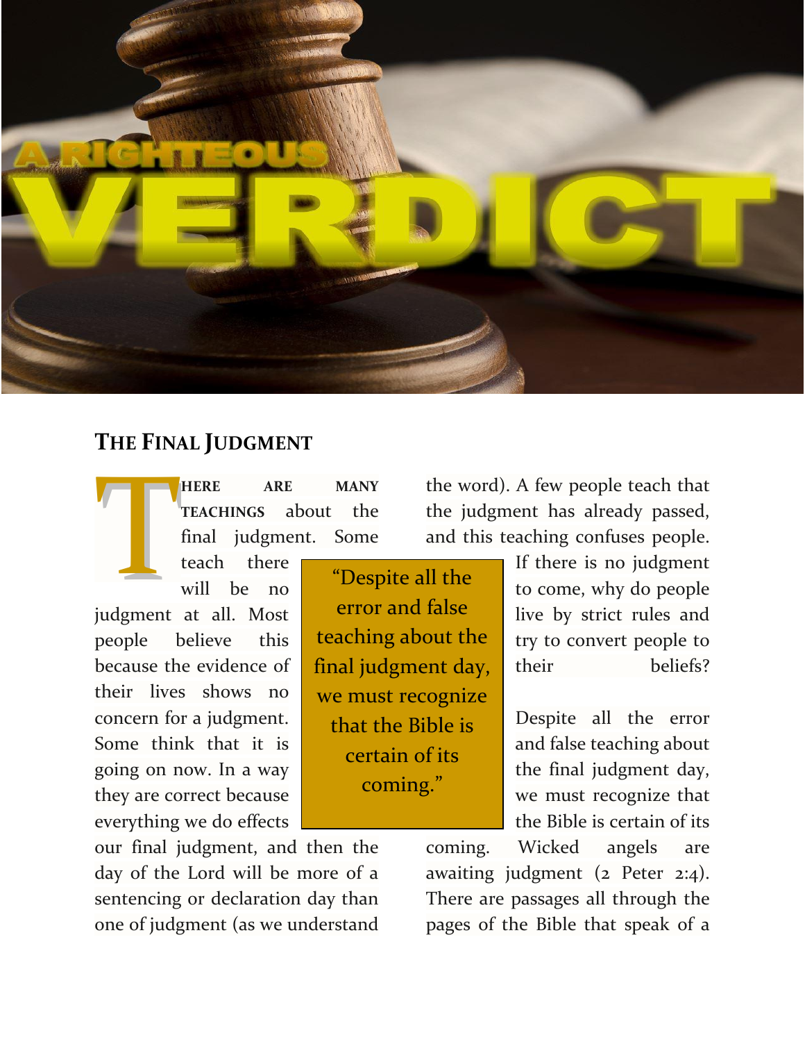# A RIGHTEOUS VERDICT

## The Final Judgment

**THERE ARE MANY TEACHINGS** about the final judgment. Some teach there will be no judgment at all. Most people believe this because the evidence of their lives shows no concern for a judgment. Some think that it is going on now. In a way they are correct because everything we do effects our final judgment, and then the day of the Lord will be more of a sentencing or declaration day than one of judgment (as we understand the word). A few people teach that the judgment has already passed, and this teaching confuses people. If there is no judgment to come, why do people live by strict rules and try to convert people to their beliefs?

> "Despite all the error and false teaching about the final judgment day, we must recognize that the Bible is certain of its coming."

Despite all the error and false teaching about the final judgment day, we must recognize that the Bible is certain of its coming. Wicked angels are awaiting judgment (2 Peter 2:4). There are passages all through the pages of the Bible that speak of a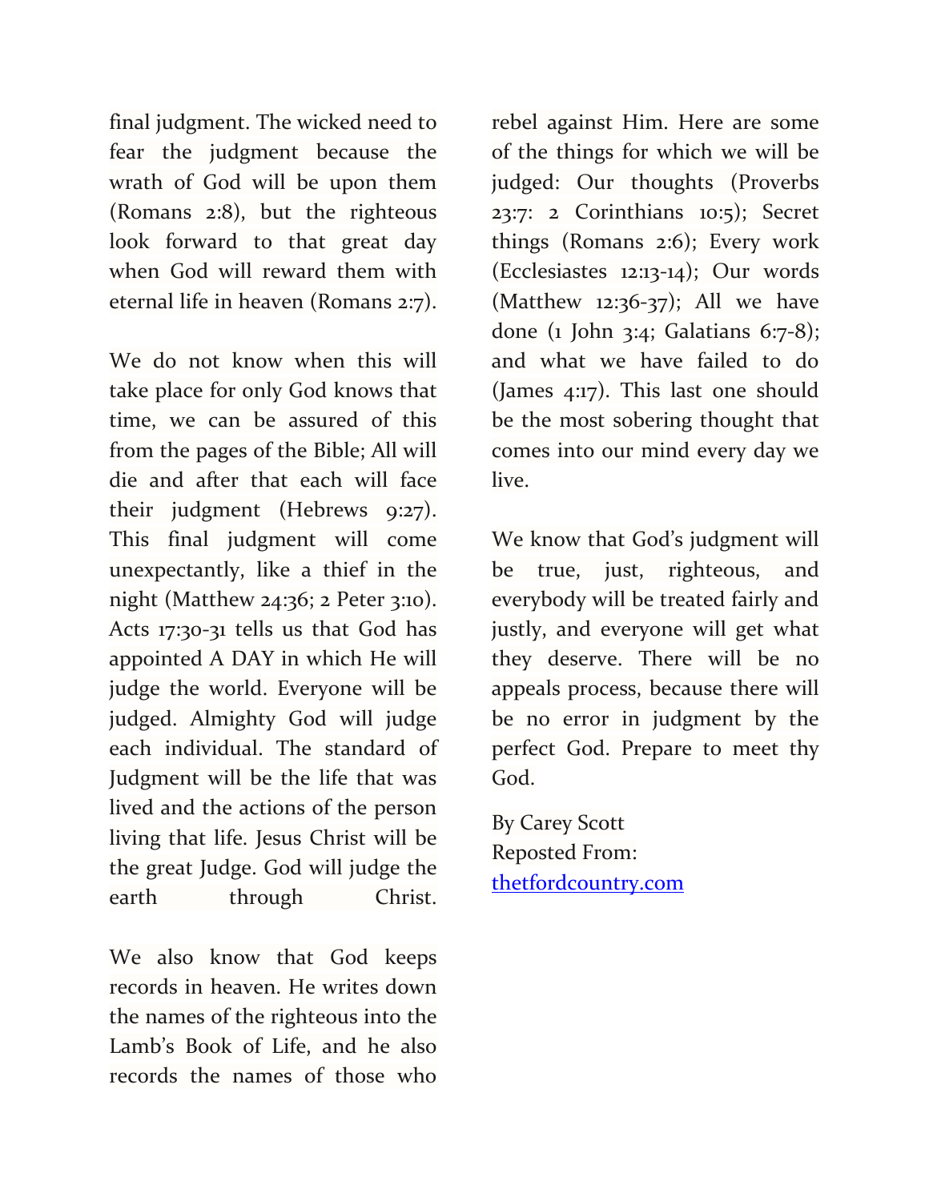final judgment. The wicked need to fear the judgment because the wrath of God will be upon them (Romans 2:8), but the righteous look forward to that great day when God will reward them with eternal life in heaven (Romans 2:7).

We do not know when this will take place for only God knows that time, we can be assured of this from the pages of the Bible; All will die and after that each will face their judgment (Hebrews 9:27). This final judgment will come unexpectantly, like a thief in the night (Matthew 24:36; 2 Peter 3:10). Acts 17:30-31 tells us that God has appointed A DAY in which He will judge the world. Everyone will be judged. Almighty God will judge each individual. The standard of Judgment will be the life that was lived and the actions of the person living that life. Jesus Christ will be the great Judge. God will judge the earth through Christ.

We also know that God keeps records in heaven. He writes down the names of the righteous into the Lamb's Book of Life, and he also records the names of those who rebel against Him. Here are some of the things for which we will be judged: Our thoughts (Proverbs 23:7: 2 Corinthians 10:5); Secret things (Romans 2:6); Every work (Ecclesiastes 12:13-14); Our words (Matthew 12:36-37); All we have done (1 John 3:4; Galatians 6:7-8); and what we have failed to do (James 4:17). This last one should be the most sobering thought that comes into our mind every day we live.

We know that God's judgment will be true, just, righteous, and everybody will be treated fairly and justly, and everyone will get what they deserve. There will be no appeals process, because there will be no error in judgment by the perfect God. Prepare to meet thy God.

By Carey Scott
Reposted From:
[thetfordcountry.com](thetfordcountry.com)